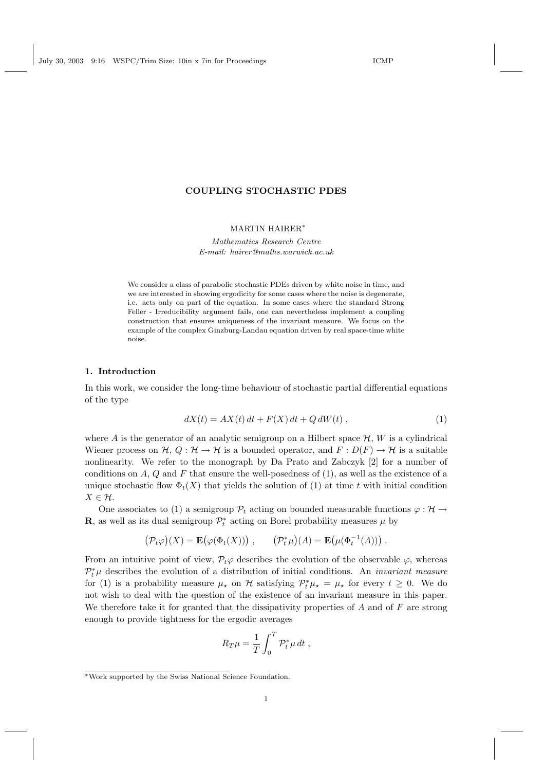# COUPLING STOCHASTIC PDES

MARTIN HAIRER*

*Mathematics Research Centre*
*E-mail: hairer@maths.warwick.ac.uk*

We consider a class of parabolic stochastic PDEs driven by white noise in time, and we are interested in showing ergodicity for some cases where the noise is degenerate, i.e. acts only on part of the equation. In some cases where the standard Strong Feller - Irreducibility argument fails, one can nevertheless implement a coupling construction that ensures uniqueness of the invariant measure. We focus on the example of the complex Ginzburg-Landau equation driven by real space-time white noise.

## 1. Introduction

In this work, we consider the long-time behaviour of stochastic partial differential equations of the type

$$dX(t) = AX(t)\,dt + F(X)\,dt + Q\,dW(t)\;, \tag{1}$$

where $A$ is the generator of an analytic semigroup on a Hilbert space $\mathcal{H}$, $W$ is a cylindrical Wiener process on $\mathcal{H}$, $Q : \mathcal{H} \to \mathcal{H}$ is a bounded operator, and $F : D(F) \to \mathcal{H}$ is a suitable nonlinearity. We refer to the monograph by Da Prato and Zabczyk [2] for a number of conditions on $A$, $Q$ and $F$ that ensure the well-posedness of (1), as well as the existence of a unique stochastic flow $\Phi_t(X)$ that yields the solution of (1) at time $t$ with initial condition $X \in \mathcal{H}$.

One associates to (1) a semigroup $\mathcal{P}_t$ acting on bounded measurable functions $\varphi : \mathcal{H} \to \mathbf{R}$, as well as its dual semigroup $\mathcal{P}_t^*$ acting on Borel probability measures $\mu$ by

$$\big(\mathcal{P}_t\varphi\big)(X) = \mathbf{E}\big(\varphi(\Phi_t(X))\big)\;, \qquad \big(\mathcal{P}_t^*\mu\big)(A) = \mathbf{E}\big(\mu(\Phi_t^{-1}(A))\big)\;.$$

From an intuitive point of view, $\mathcal{P}_t\varphi$ describes the evolution of the observable $\varphi$, whereas $\mathcal{P}_t^*\mu$ describes the evolution of a distribution of initial conditions. An *invariant measure* for (1) is a probability measure $\mu_\star$ on $\mathcal{H}$ satisfying $\mathcal{P}_t^*\mu_\star = \mu_\star$ for every $t \geq 0$. We do not wish to deal with the question of the existence of an invariant measure in this paper. We therefore take it for granted that the dissipativity properties of $A$ and of $F$ are strong enough to provide tightness for the ergodic averages

$$R_T\mu = \frac{1}{T}\int_0^T \mathcal{P}_t^*\mu\,dt\;,$$

*Work supported by the Swiss National Science Foundation.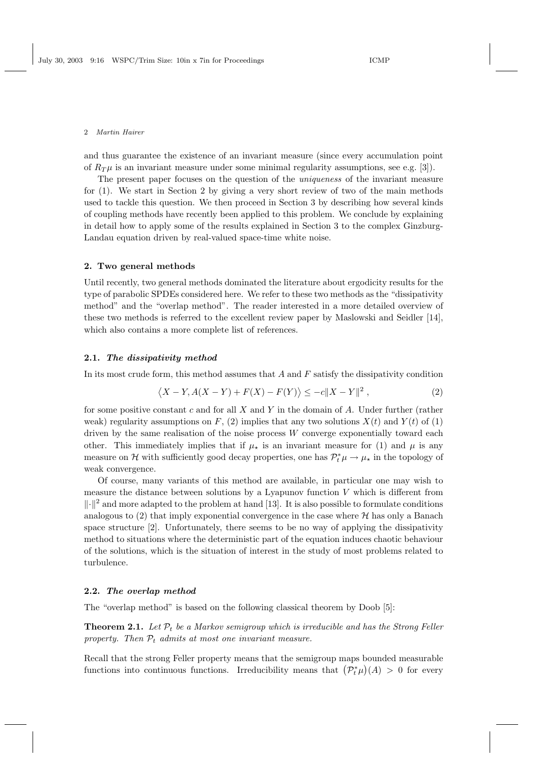and thus guarantee the existence of an invariant measure (since every accumulation point of $R_T\mu$ is an invariant measure under some minimal regularity assumptions, see e.g. [3]).

The present paper focuses on the question of the *uniqueness* of the invariant measure for (1). We start in Section 2 by giving a very short review of two of the main methods used to tackle this question. We then proceed in Section 3 by describing how several kinds of coupling methods have recently been applied to this problem. We conclude by explaining in detail how to apply some of the results explained in Section 3 to the complex Ginzburg-Landau equation driven by real-valued space-time white noise.

## 2. Two general methods

Until recently, two general methods dominated the literature about ergodicity results for the type of parabolic SPDEs considered here. We refer to these two methods as the "dissipativity method" and the "overlap method". The reader interested in a more detailed overview of these two methods is referred to the excellent review paper by Maslowski and Seidler [14], which also contains a more complete list of references.

### 2.1. *The dissipativity method*

In its most crude form, this method assumes that $A$ and $F$ satisfy the dissipativity condition

$$\big\langle X - Y, A(X-Y) + F(X) - F(Y)\big\rangle \le -c\|X - Y\|^2\;, \tag{2}$$

for some positive constant $c$ and for all $X$ and $Y$ in the domain of $A$. Under further (rather weak) regularity assumptions on $F$, (2) implies that any two solutions $X(t)$ and $Y(t)$ of (1) driven by the same realisation of the noise process $W$ converge exponentially toward each other. This immediately implies that if $\mu_\star$ is an invariant measure for (1) and $\mu$ is any measure on $\mathcal{H}$ with sufficiently good decay properties, one has $\mathcal{P}_t^*\mu \to \mu_\star$ in the topology of weak convergence.

Of course, many variants of this method are available, in particular one may wish to measure the distance between solutions by a Lyapunov function $V$ which is different from $\|\cdot\|^2$ and more adapted to the problem at hand [13]. It is also possible to formulate conditions analogous to (2) that imply exponential convergence in the case where $\mathcal{H}$ has only a Banach space structure [2]. Unfortunately, there seems to be no way of applying the dissipativity method to situations where the deterministic part of the equation induces chaotic behaviour of the solutions, which is the situation of interest in the study of most problems related to turbulence.

### 2.2. *The overlap method*

The "overlap method" is based on the following classical theorem by Doob [5]:

**Theorem 2.1.** *Let $\mathcal{P}_t$ be a Markov semigroup which is irreducible and has the Strong Feller property. Then $\mathcal{P}_t$ admits at most one invariant measure.*

Recall that the strong Feller property means that the semigroup maps bounded measurable functions into continuous functions. Irreducibility means that $\big(\mathcal{P}_t^*\mu\big)(A) > 0$ for every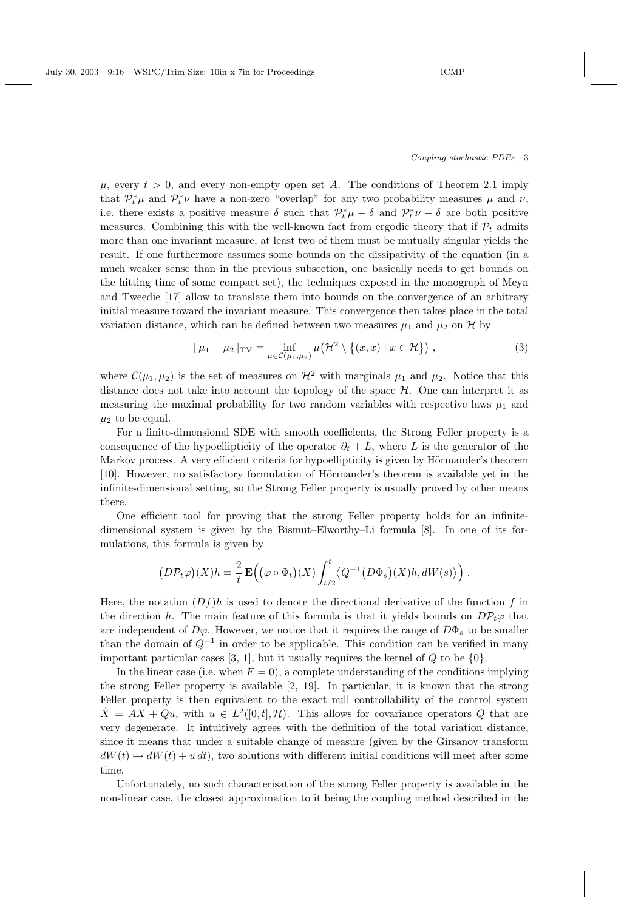$\mu$, every $t > 0$, and every non-empty open set $A$. The conditions of Theorem 2.1 imply that $\mathcal{P}_t^*\mu$ and $\mathcal{P}_t^*\nu$ have a non-zero "overlap" for any two probability measures $\mu$ and $\nu$, i.e. there exists a positive measure $\delta$ such that $\mathcal{P}_t^*\mu - \delta$ and $\mathcal{P}_t^*\nu - \delta$ are both positive measures. Combining this with the well-known fact from ergodic theory that if $\mathcal{P}_t$ admits more than one invariant measure, at least two of them must be mutually singular yields the result. If one furthermore assumes some bounds on the dissipativity of the equation (in a much weaker sense than in the previous subsection, one basically needs to get bounds on the hitting time of some compact set), the techniques exposed in the monograph of Meyn and Tweedie [17] allow to translate them into bounds on the convergence of an arbitrary initial measure toward the invariant measure. This convergence then takes place in the total variation distance, which can be defined between two measures $\mu_1$ and $\mu_2$ on $\mathcal{H}$ by

$$\|\mu_1 - \mu_2\|_{\mathrm{TV}} = \inf_{\mu \in \mathcal{C}(\mu_1,\mu_2)} \mu\big(\mathcal{H}^2 \setminus \{(x,x) \mid x \in \mathcal{H}\}\big)\;, \tag{3}$$

where $\mathcal{C}(\mu_1,\mu_2)$ is the set of measures on $\mathcal{H}^2$ with marginals $\mu_1$ and $\mu_2$. Notice that this distance does not take into account the topology of the space $\mathcal{H}$. One can interpret it as measuring the maximal probability for two random variables with respective laws $\mu_1$ and $\mu_2$ to be equal.

For a finite-dimensional SDE with smooth coefficients, the Strong Feller property is a consequence of the hypoellipticity of the operator $\partial_t + L$, where $L$ is the generator of the Markov process. A very efficient criteria for hypoellipticity is given by Hörmander's theorem [10]. However, no satisfactory formulation of Hörmander's theorem is available yet in the infinite-dimensional setting, so the Strong Feller property is usually proved by other means there.

One efficient tool for proving that the strong Feller property holds for an infinite-dimensional system is given by the Bismut–Elworthy–Li formula [8]. In one of its formulations, this formula is given by

$$\big(D\mathcal{P}_t\varphi\big)(X)h = \frac{2}{t}\,\mathbf{E}\Big(\big(\varphi\circ\Phi_t\big)(X)\int_{t/2}^t \big\langle Q^{-1}\big(D\Phi_s\big)(X)h, dW(s)\big\rangle\Big)\;.$$

Here, the notation $(Df)h$ is used to denote the directional derivative of the function $f$ in the direction $h$. The main feature of this formula is that it yields bounds on $D\mathcal{P}_t\varphi$ that are independent of $D\varphi$. However, we notice that it requires the range of $D\Phi_s$ to be smaller than the domain of $Q^{-1}$ in order to be applicable. This condition can be verified in many important particular cases [3, 1], but it usually requires the kernel of $Q$ to be $\{0\}$.

In the linear case (i.e. when $F = 0$), a complete understanding of the conditions implying the strong Feller property is available [2, 19]. In particular, it is known that the strong Feller property is then equivalent to the exact null controllability of the control system $\dot{X} = AX + Qu$, with $u \in L^2([0,t],\mathcal{H})$. This allows for covariance operators $Q$ that are very degenerate. It intuitively agrees with the definition of the total variation distance, since it means that under a suitable change of measure (given by the Girsanov transform $dW(t) \mapsto dW(t) + u\,dt$), two solutions with different initial conditions will meet after some time.

Unfortunately, no such characterisation of the strong Feller property is available in the non-linear case, the closest approximation to it being the coupling method described in the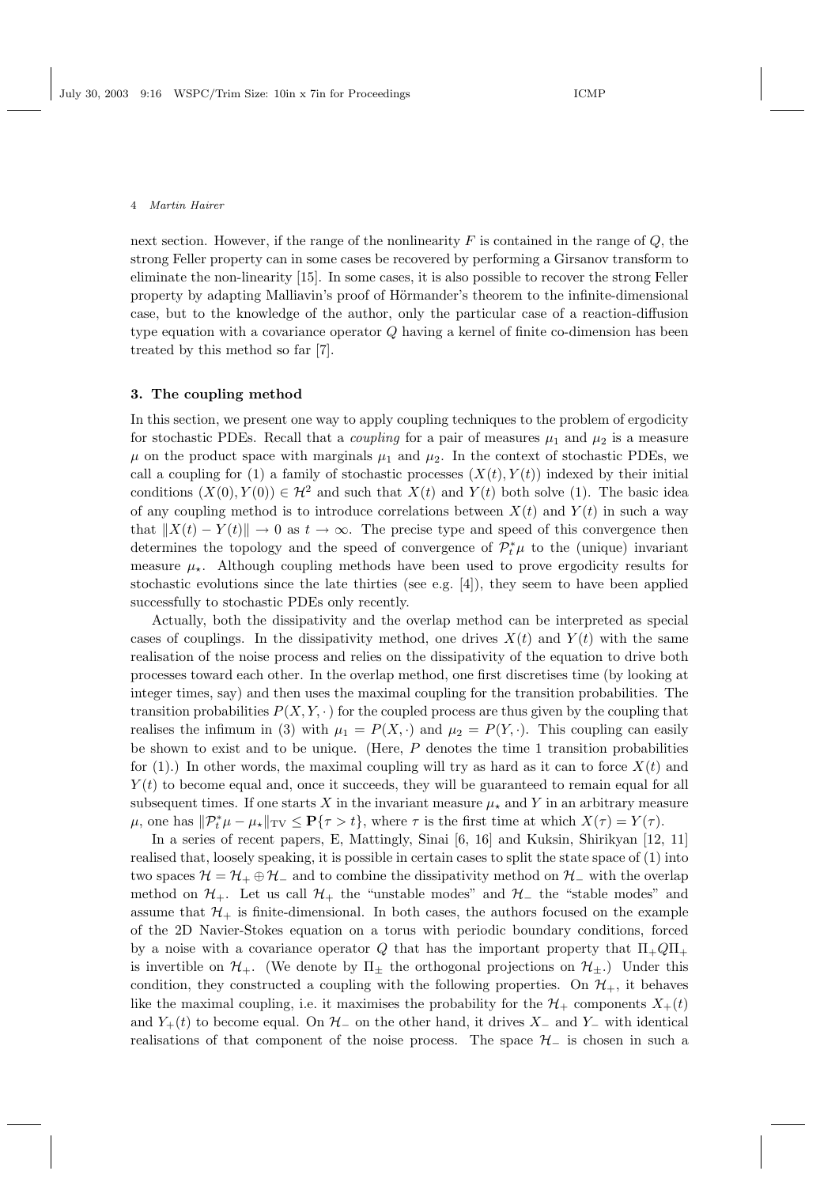next section. However, if the range of the nonlinearity $F$ is contained in the range of $Q$, the strong Feller property can in some cases be recovered by performing a Girsanov transform to eliminate the non-linearity [15]. In some cases, it is also possible to recover the strong Feller property by adapting Malliavin's proof of Hörmander's theorem to the infinite-dimensional case, but to the knowledge of the author, only the particular case of a reaction-diffusion type equation with a covariance operator $Q$ having a kernel of finite co-dimension has been treated by this method so far [7].

## 3. The coupling method

In this section, we present one way to apply coupling techniques to the problem of ergodicity for stochastic PDEs. Recall that a *coupling* for a pair of measures $\mu_1$ and $\mu_2$ is a measure $\mu$ on the product space with marginals $\mu_1$ and $\mu_2$. In the context of stochastic PDEs, we call a coupling for (1) a family of stochastic processes $(X(t), Y(t))$ indexed by their initial conditions $(X(0), Y(0)) \in \mathcal{H}^2$ and such that $X(t)$ and $Y(t)$ both solve (1). The basic idea of any coupling method is to introduce correlations between $X(t)$ and $Y(t)$ in such a way that $\|X(t) - Y(t)\| \to 0$ as $t \to \infty$. The precise type and speed of this convergence then determines the topology and the speed of convergence of $\mathcal{P}_t^*\mu$ to the (unique) invariant measure $\mu_\star$. Although coupling methods have been used to prove ergodicity results for stochastic evolutions since the late thirties (see e.g. [4]), they seem to have been applied successfully to stochastic PDEs only recently.

Actually, both the dissipativity and the overlap method can be interpreted as special cases of couplings. In the dissipativity method, one drives $X(t)$ and $Y(t)$ with the same realisation of the noise process and relies on the dissipativity of the equation to drive both processes toward each other. In the overlap method, one first discretises time (by looking at integer times, say) and then uses the maximal coupling for the transition probabilities. The transition probabilities $P(X, Y, \cdot)$ for the coupled process are thus given by the coupling that realises the infimum in (3) with $\mu_1 = P(X, \cdot)$ and $\mu_2 = P(Y, \cdot)$. This coupling can easily be shown to exist and to be unique. (Here, $P$ denotes the time 1 transition probabilities for (1).) In other words, the maximal coupling will try as hard as it can to force $X(t)$ and $Y(t)$ to become equal and, once it succeeds, they will be guaranteed to remain equal for all subsequent times. If one starts $X$ in the invariant measure $\mu_\star$ and $Y$ in an arbitrary measure $\mu$, one has $\|\mathcal{P}_t^*\mu - \mu_\star\|_{\text{TV}} \le \mathbf{P}\{\tau > t\}$, where $\tau$ is the first time at which $X(\tau) = Y(\tau)$.

In a series of recent papers, E, Mattingly, Sinai [6, 16] and Kuksin, Shirikyan [12, 11] realised that, loosely speaking, it is possible in certain cases to split the state space of (1) into two spaces $\mathcal{H} = \mathcal{H}_+ \oplus \mathcal{H}_-$ and to combine the dissipativity method on $\mathcal{H}_-$ with the overlap method on $\mathcal{H}_+$. Let us call $\mathcal{H}_+$ the "unstable modes" and $\mathcal{H}_-$ the "stable modes" and assume that $\mathcal{H}_+$ is finite-dimensional. In both cases, the authors focused on the example of the 2D Navier-Stokes equation on a torus with periodic boundary conditions, forced by a noise with a covariance operator $Q$ that has the important property that $\Pi_+ Q \Pi_+$ is invertible on $\mathcal{H}_+$. (We denote by $\Pi_\pm$ the orthogonal projections on $\mathcal{H}_\pm$.) Under this condition, they constructed a coupling with the following properties. On $\mathcal{H}_+$, it behaves like the maximal coupling, i.e. it maximises the probability for the $\mathcal{H}_+$ components $X_+(t)$ and $Y_+(t)$ to become equal. On $\mathcal{H}_-$ on the other hand, it drives $X_-$ and $Y_-$ with identical realisations of that component of the noise process. The space $\mathcal{H}_-$ is chosen in such a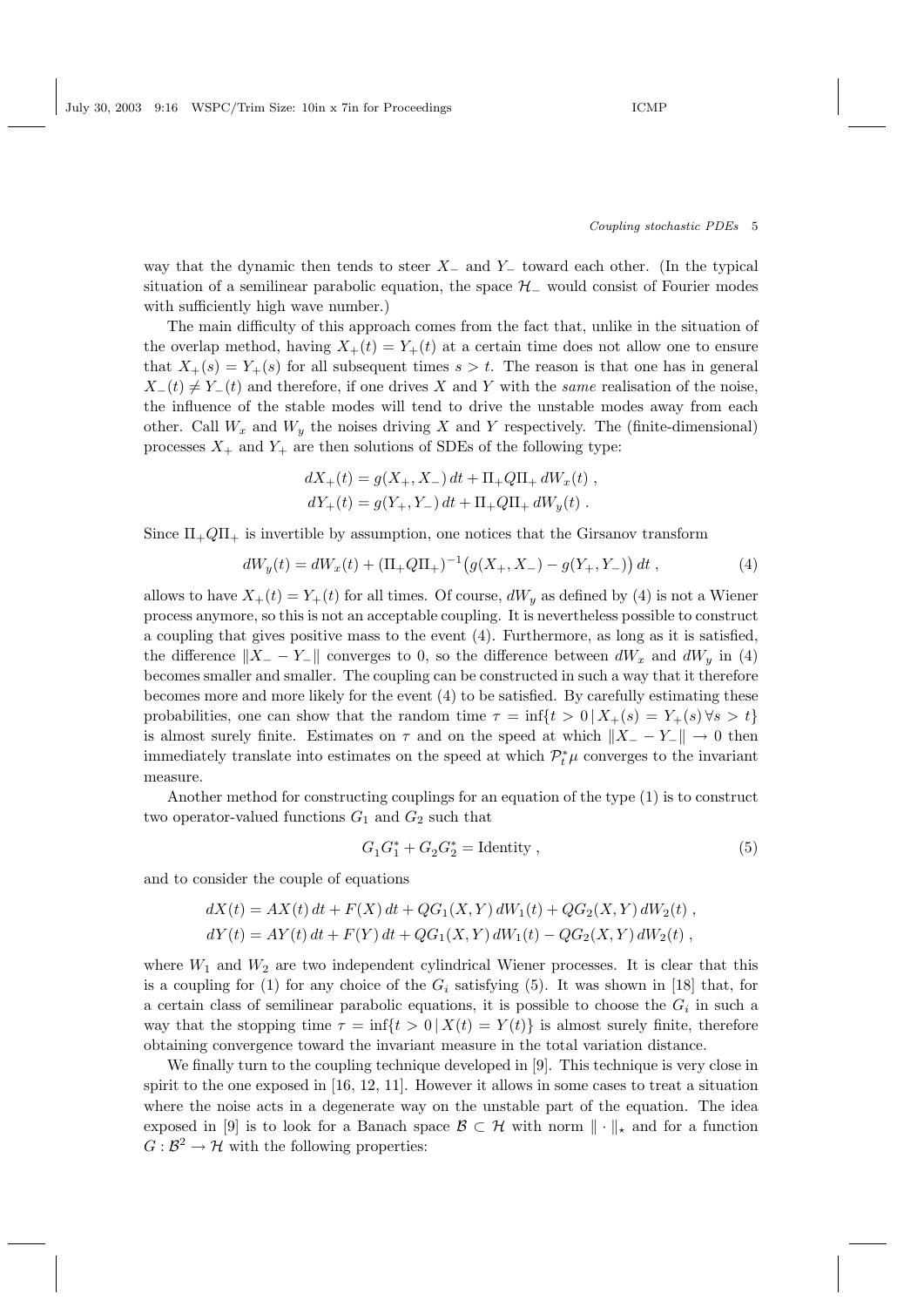way that the dynamic then tends to steer $X_-$ and $Y_-$ toward each other. (In the typical situation of a semilinear parabolic equation, the space $\mathcal{H}_-$ would consist of Fourier modes with sufficiently high wave number.)

The main difficulty of this approach comes from the fact that, unlike in the situation of the overlap method, having $X_+(t) = Y_+(t)$ at a certain time does not allow one to ensure that $X_+(s) = Y_+(s)$ for all subsequent times $s > t$. The reason is that one has in general $X_-(t) \neq Y_-(t)$ and therefore, if one drives $X$ and $Y$ with the *same* realisation of the noise, the influence of the stable modes will tend to drive the unstable modes away from each other. Call $W_x$ and $W_y$ the noises driving $X$ and $Y$ respectively. The (finite-dimensional) processes $X_+$ and $Y_+$ are then solutions of SDEs of the following type:

$$
\begin{aligned}
dX_+(t) &= g(X_+, X_-)\,dt + \Pi_+ Q \Pi_+\, dW_x(t)\;, \\
dY_+(t) &= g(Y_+, Y_-)\,dt + \Pi_+ Q \Pi_+\, dW_y(t)\;.
\end{aligned}
$$

Since $\Pi_+ Q \Pi_+$ is invertible by assumption, one notices that the Girsanov transform

$$
dW_y(t) = dW_x(t) + (\Pi_+ Q \Pi_+)^{-1}\big(g(X_+, X_-) - g(Y_+, Y_-)\big)\,dt\;, \tag{4}
$$

allows to have $X_+(t) = Y_+(t)$ for all times. Of course, $dW_y$ as defined by (4) is not a Wiener process anymore, so this is not an acceptable coupling. It is nevertheless possible to construct a coupling that gives positive mass to the event (4). Furthermore, as long as it is satisfied, the difference $\|X_- - Y_-\|$ converges to 0, so the difference between $dW_x$ and $dW_y$ in (4) becomes smaller and smaller. The coupling can be constructed in such a way that it therefore becomes more and more likely for the event (4) to be satisfied. By carefully estimating these probabilities, one can show that the random time $\tau = \inf\{t > 0 \,|\, X_+(s) = Y_+(s)\,\forall s > t\}$ is almost surely finite. Estimates on $\tau$ and on the speed at which $\|X_- - Y_-\| \to 0$ then immediately translate into estimates on the speed at which $\mathcal{P}_t^* \mu$ converges to the invariant measure.

Another method for constructing couplings for an equation of the type (1) is to construct two operator-valued functions $G_1$ and $G_2$ such that

$$
G_1 G_1^* + G_2 G_2^* = \text{Identity}\;, \tag{5}
$$

and to consider the couple of equations

$$
\begin{aligned}
dX(t) &= AX(t)\,dt + F(X)\,dt + QG_1(X,Y)\,dW_1(t) + QG_2(X,Y)\,dW_2(t)\;, \\
dY(t) &= AY(t)\,dt + F(Y)\,dt + QG_1(X,Y)\,dW_1(t) - QG_2(X,Y)\,dW_2(t)\;,
\end{aligned}
$$

where $W_1$ and $W_2$ are two independent cylindrical Wiener processes. It is clear that this is a coupling for (1) for any choice of the $G_i$ satisfying (5). It was shown in [18] that, for a certain class of semilinear parabolic equations, it is possible to choose the $G_i$ in such a way that the stopping time $\tau = \inf\{t > 0 \,|\, X(t) = Y(t)\}$ is almost surely finite, therefore obtaining convergence toward the invariant measure in the total variation distance.

We finally turn to the coupling technique developed in [9]. This technique is very close in spirit to the one exposed in [16, 12, 11]. However it allows in some cases to treat a situation where the noise acts in a degenerate way on the unstable part of the equation. The idea exposed in [9] is to look for a Banach space $\mathcal{B} \subset \mathcal{H}$ with norm $\|\cdot\|_\star$ and for a function $G : \mathcal{B}^2 \to \mathcal{H}$ with the following properties: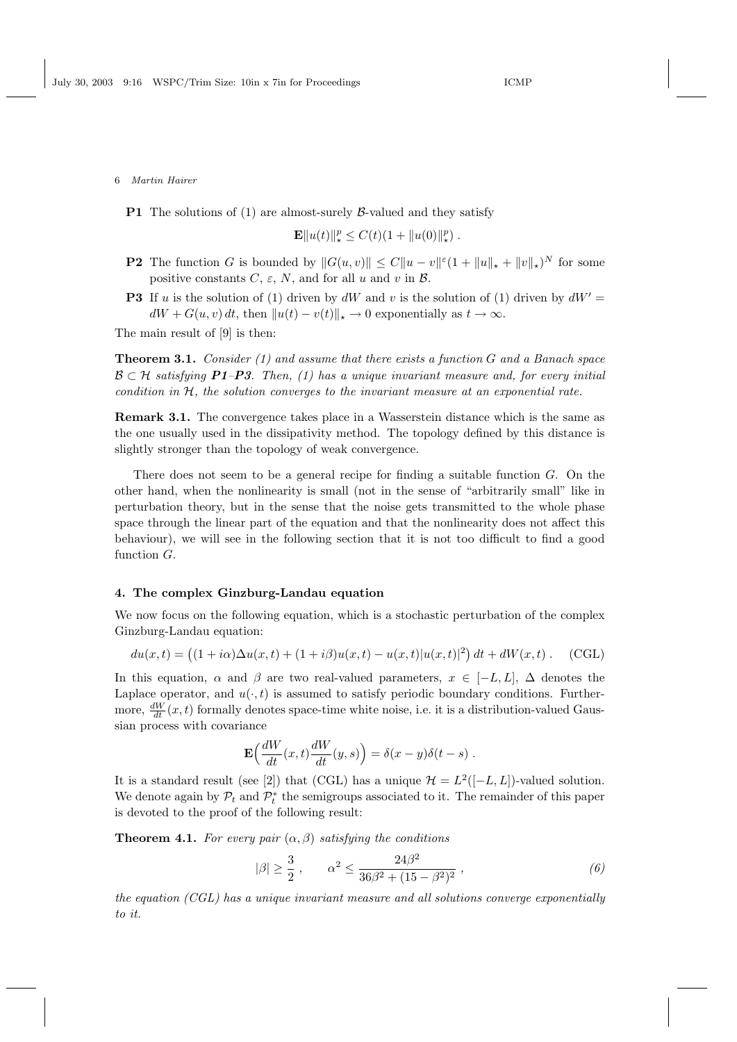**P1** The solutions of (1) are almost-surely $\mathcal{B}$-valued and they satisfy

$$\mathbf{E}\|u(t)\|_\star^p \le C(t)(1 + \|u(0)\|_\star^p)\;.$$

**P2** The function $G$ is bounded by $\|G(u,v)\| \le C\|u-v\|^\varepsilon(1+\|u\|_\star + \|v\|_\star)^N$ for some positive constants $C$, $\varepsilon$, $N$, and for all $u$ and $v$ in $\mathcal{B}$.

**P3** If $u$ is the solution of (1) driven by $dW$ and $v$ is the solution of (1) driven by $dW' = dW + G(u,v)\,dt$, then $\|u(t) - v(t)\|_\star \to 0$ exponentially as $t \to \infty$.

The main result of [9] is then:

**Theorem 3.1.** *Consider (1) and assume that there exists a function $G$ and a Banach space $\mathcal{B} \subset \mathcal{H}$ satisfying **P1**–**P3**. Then, (1) has a unique invariant measure and, for every initial condition in $\mathcal{H}$, the solution converges to the invariant measure at an exponential rate.*

**Remark 3.1.** The convergence takes place in a Wasserstein distance which is the same as the one usually used in the dissipativity method. The topology defined by this distance is slightly stronger than the topology of weak convergence.

There does not seem to be a general recipe for finding a suitable function $G$. On the other hand, when the nonlinearity is small (not in the sense of "arbitrarily small" like in perturbation theory, but in the sense that the noise gets transmitted to the whole phase space through the linear part of the equation and that the nonlinearity does not affect this behaviour), we will see in the following section that it is not too difficult to find a good function $G$.

## 4. The complex Ginzburg-Landau equation

We now focus on the following equation, which is a stochastic perturbation of the complex Ginzburg-Landau equation:

$$du(x,t) = \big((1+i\alpha)\Delta u(x,t) + (1+i\beta)u(x,t) - u(x,t)|u(x,t)|^2\big)\,dt + dW(x,t)\;. \qquad \text{(CGL)}$$

In this equation, $\alpha$ and $\beta$ are two real-valued parameters, $x \in [-L,L]$, $\Delta$ denotes the Laplace operator, and $u(\cdot,t)$ is assumed to satisfy periodic boundary conditions. Furthermore, $\frac{dW}{dt}(x,t)$ formally denotes space-time white noise, i.e. it is a distribution-valued Gaussian process with covariance

$$\mathbf{E}\Big(\frac{dW}{dt}(x,t)\frac{dW}{dt}(y,s)\Big) = \delta(x-y)\delta(t-s)\;.$$

It is a standard result (see [2]) that (CGL) has a unique $\mathcal{H} = L^2([-L,L])$-valued solution. We denote again by $\mathcal{P}_t$ and $\mathcal{P}_t^*$ the semigroups associated to it. The remainder of this paper is devoted to the proof of the following result:

**Theorem 4.1.** *For every pair $(\alpha,\beta)$ satisfying the conditions*

$$|\beta| \ge \frac{3}{2}\;, \qquad \alpha^2 \le \frac{24\beta^2}{36\beta^2 + (15-\beta^2)^2}\;, \tag{6}$$

*the equation (CGL) has a unique invariant measure and all solutions converge exponentially to it.*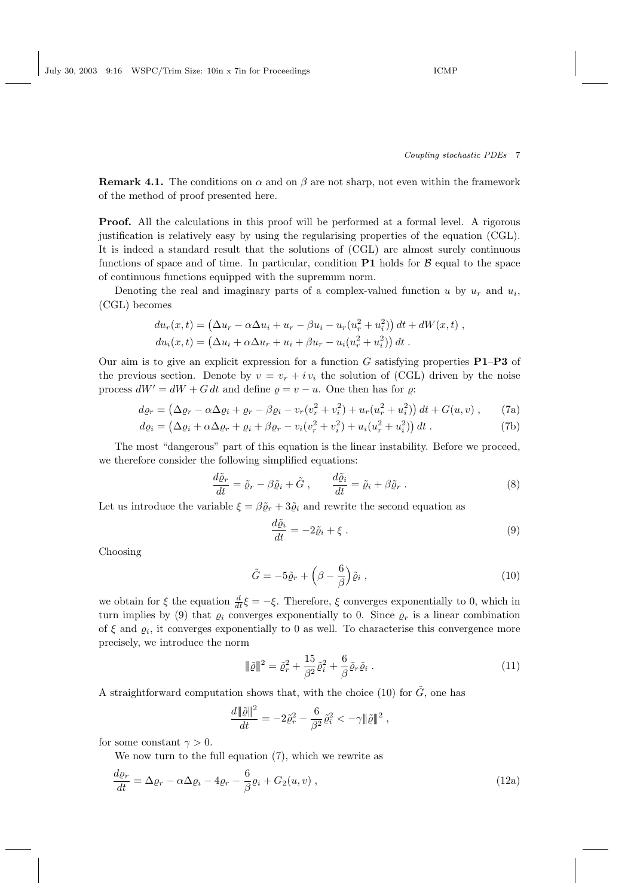**Remark 4.1.** The conditions on $\alpha$ and on $\beta$ are not sharp, not even within the framework of the method of proof presented here.

**Proof.** All the calculations in this proof will be performed at a formal level. A rigorous justification is relatively easy by using the regularising properties of the equation (CGL). It is indeed a standard result that the solutions of (CGL) are almost surely continuous functions of space and of time. In particular, condition **P1** holds for $\mathcal{B}$ equal to the space of continuous functions equipped with the supremum norm.

Denoting the real and imaginary parts of a complex-valued function $u$ by $u_r$ and $u_i$, (CGL) becomes

$$
\begin{aligned}
du_r(x,t) &= \big(\Delta u_r - \alpha\Delta u_i + u_r - \beta u_i - u_r(u_r^2+u_i^2)\big)\,dt + dW(x,t)\;,\\
du_i(x,t) &= \big(\Delta u_i + \alpha\Delta u_r + u_i + \beta u_r - u_i(u_r^2+u_i^2)\big)\,dt\;.
\end{aligned}
$$

Our aim is to give an explicit expression for a function $G$ satisfying properties **P1**–**P3** of the previous section. Denote by $v = v_r + i\,v_i$ the solution of (CGL) driven by the noise process $dW' = dW + G\,dt$ and define $\varrho = v - u$. One then has for $\varrho$:

$$
d\varrho_r = \big(\Delta\varrho_r - \alpha\Delta\varrho_i + \varrho_r - \beta\varrho_i - v_r(v_r^2+v_i^2) + u_r(u_r^2+u_i^2)\big)\,dt + G(u,v)\;, \tag{7a}
$$

$$
d\varrho_i = \big(\Delta\varrho_i + \alpha\Delta\varrho_r + \varrho_i + \beta\varrho_r - v_i(v_r^2+v_i^2) + u_i(u_r^2+u_i^2)\big)\,dt\;. \tag{7b}
$$

The most "dangerous" part of this equation is the linear instability. Before we proceed, we therefore consider the following simplified equations:

$$
\frac{d\tilde\varrho_r}{dt} = \tilde\varrho_r - \beta\tilde\varrho_i + \tilde G\;, \qquad \frac{d\tilde\varrho_i}{dt} = \tilde\varrho_i + \beta\tilde\varrho_r\;. \tag{8}
$$

Let us introduce the variable $\xi = \beta\tilde\varrho_r + 3\tilde\varrho_i$ and rewrite the second equation as

$$
\frac{d\tilde\varrho_i}{dt} = -2\tilde\varrho_i + \xi\;. \tag{9}
$$

Choosing

$$
\tilde G = -5\tilde\varrho_r + \Big(\beta - \frac{6}{\beta}\Big)\tilde\varrho_i\;, \tag{10}
$$

we obtain for $\xi$ the equation $\frac{d}{dt}\xi = -\xi$. Therefore, $\xi$ converges exponentially to 0, which in turn implies by (9) that $\varrho_i$ converges exponentially to 0. Since $\varrho_r$ is a linear combination of $\xi$ and $\varrho_i$, it converges exponentially to 0 as well. To characterise this convergence more precisely, we introduce the norm

$$
\|\!|\tilde\varrho|\!\|^2 = \tilde\varrho_r^2 + \frac{15}{\beta^2}\tilde\varrho_i^2 + \frac{6}{\beta}\tilde\varrho_r\tilde\varrho_i\;. \tag{11}
$$

A straightforward computation shows that, with the choice (10) for $\tilde G$, one has

$$
\frac{d\|\!|\tilde\varrho|\!\|^2}{dt} = -2\tilde\varrho_r^2 - \frac{6}{\beta^2}\tilde\varrho_i^2 < -\gamma\|\!|\tilde\varrho|\!\|^2\;,
$$

for some constant $\gamma > 0$.

We now turn to the full equation (7), which we rewrite as

$$
\frac{d\varrho_r}{dt} = \Delta\varrho_r - \alpha\Delta\varrho_i - 4\varrho_r - \frac{6}{\beta}\varrho_i + G_2(u,v)\;, \tag{12a}
$$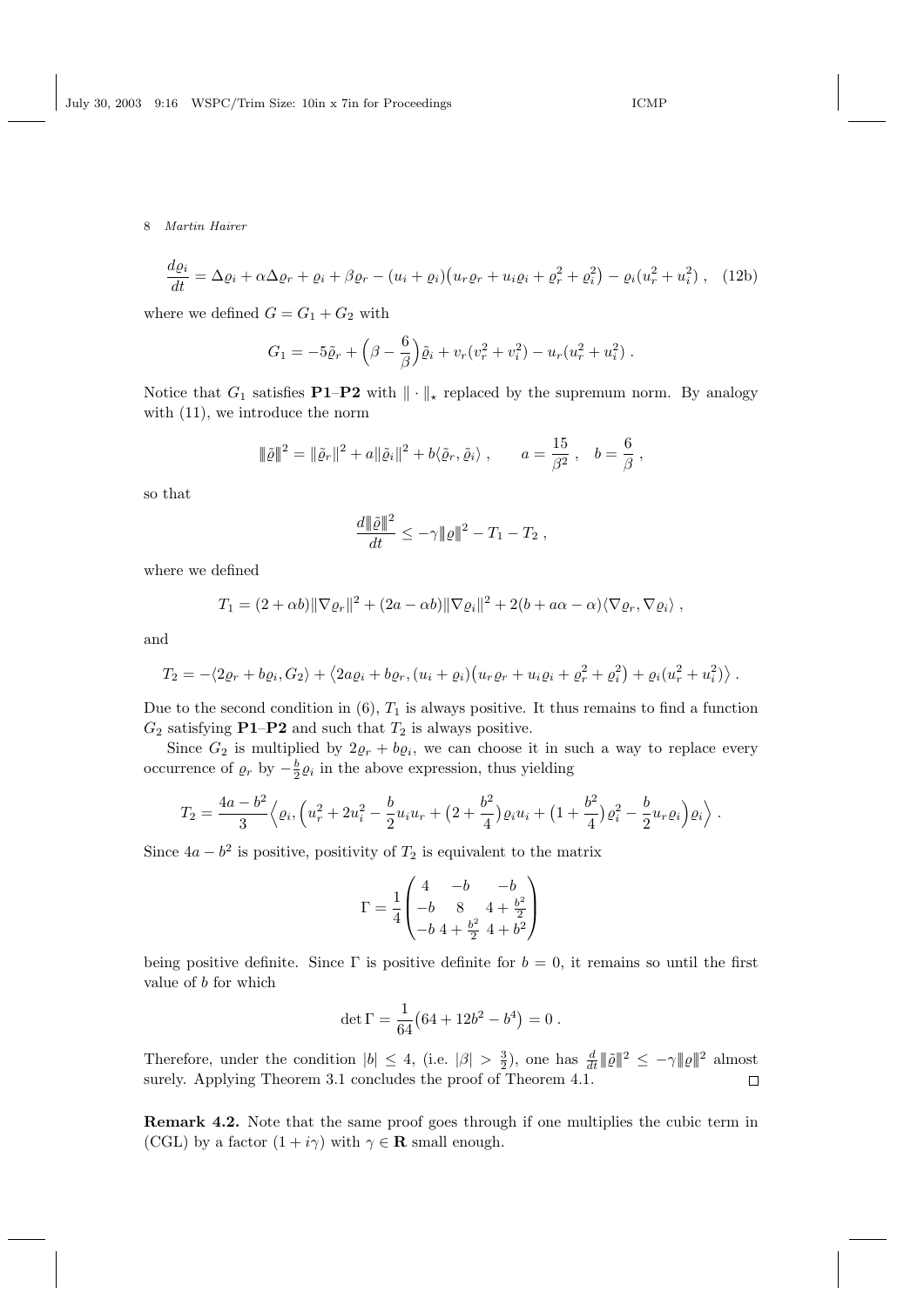$$\frac{d\varrho_i}{dt} = \Delta\varrho_i + \alpha\Delta\varrho_r + \varrho_i + \beta\varrho_r - (u_i + \varrho_i)\big(u_r\varrho_r + u_i\varrho_i + \varrho_r^2 + \varrho_i^2\big) - \varrho_i(u_r^2 + u_i^2)\;, \quad \text{(12b)}$$

where we defined $G = G_1 + G_2$ with

$$G_1 = -5\tilde\varrho_r + \Big(\beta - \frac{6}{\beta}\Big)\tilde\varrho_i + v_r(v_r^2 + v_i^2) - u_r(u_r^2 + u_i^2)\;.$$

Notice that $G_1$ satisfies **P1**–**P2** with $\|\cdot\|_\star$ replaced by the supremum norm. By analogy with (11), we introduce the norm

$$|\!|\!|\tilde\varrho|\!|\!|^2 = \|\tilde\varrho_r\|^2 + a\|\tilde\varrho_i\|^2 + b\langle\tilde\varrho_r, \tilde\varrho_i\rangle\;, \qquad a = \frac{15}{\beta^2}\;, \quad b = \frac{6}{\beta}\;,$$

so that

$$\frac{d|\!|\!|\tilde\varrho|\!|\!|^2}{dt} \le -\gamma|\!|\!|\varrho|\!|\!|^2 - T_1 - T_2\;,$$

where we defined

$$T_1 = (2 + \alpha b)\|\nabla\varrho_r\|^2 + (2a - \alpha b)\|\nabla\varrho_i\|^2 + 2(b + a\alpha - \alpha)\langle\nabla\varrho_r, \nabla\varrho_i\rangle\;,$$

and

$$T_2 = -\langle 2\varrho_r + b\varrho_i, G_2\rangle + \big\langle 2a\varrho_i + b\varrho_r, (u_i + \varrho_i)\big(u_r\varrho_r + u_i\varrho_i + \varrho_r^2 + \varrho_i^2\big) + \varrho_i(u_r^2 + u_i^2)\big\rangle\;.$$

Due to the second condition in (6), $T_1$ is always positive. It thus remains to find a function $G_2$ satisfying **P1**–**P2** and such that $T_2$ is always positive.

Since $G_2$ is multiplied by $2\varrho_r + b\varrho_i$, we can choose it in such a way to replace every occurrence of $\varrho_r$ by $-\frac{b}{2}\varrho_i$ in the above expression, thus yielding

$$T_2 = \frac{4a - b^2}{3}\Big\langle \varrho_i, \Big(u_r^2 + 2u_i^2 - \frac{b}{2}u_iu_r + \big(2 + \frac{b^2}{4}\big)\varrho_iu_i + \big(1 + \frac{b^2}{4}\big)\varrho_i^2 - \frac{b}{2}u_r\varrho_i\Big)\varrho_i\Big\rangle\;.$$

Since $4a - b^2$ is positive, positivity of $T_2$ is equivalent to the matrix

$$\Gamma = \frac{1}{4}\begin{pmatrix} 4 & -b & -b \\ -b & 8 & 4 + \frac{b^2}{2} \\ -b & 4 + \frac{b^2}{2} & 4 + b^2 \end{pmatrix}$$

being positive definite. Since $\Gamma$ is positive definite for $b = 0$, it remains so until the first value of $b$ for which

$$\det\Gamma = \frac{1}{64}\big(64 + 12b^2 - b^4\big) = 0\;.$$

Therefore, under the condition $|b| \le 4$, (i.e. $|\beta| > \frac{3}{2}$), one has $\frac{d}{dt}|\!|\!|\tilde\varrho|\!|\!|^2 \le -\gamma|\!|\!|\varrho|\!|\!|^2$ almost surely. Applying Theorem 3.1 concludes the proof of Theorem 4.1. $\square$

**Remark 4.2.** Note that the same proof goes through if one multiplies the cubic term in (CGL) by a factor $(1 + i\gamma)$ with $\gamma \in \mathbf{R}$ small enough.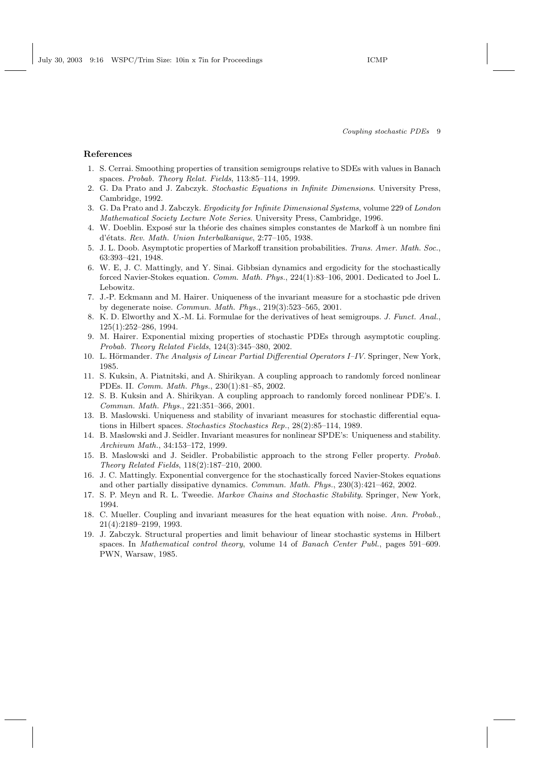## References

1. S. Cerrai. Smoothing properties of transition semigroups relative to SDEs with values in Banach spaces. *Probab. Theory Relat. Fields*, 113:85–114, 1999.
2. G. Da Prato and J. Zabczyk. *Stochastic Equations in Infinite Dimensions*. University Press, Cambridge, 1992.
3. G. Da Prato and J. Zabczyk. *Ergodicity for Infinite Dimensional Systems*, volume 229 of *London Mathematical Society Lecture Note Series*. University Press, Cambridge, 1996.
4. W. Doeblin. Exposé sur la théorie des chaînes simples constantes de Markoff à un nombre fini d'états. *Rev. Math. Union Interbalkanique*, 2:77–105, 1938.
5. J. L. Doob. Asymptotic properties of Markoff transition probabilities. *Trans. Amer. Math. Soc.*, 63:393–421, 1948.
6. W. E, J. C. Mattingly, and Y. Sinai. Gibbsian dynamics and ergodicity for the stochastically forced Navier-Stokes equation. *Comm. Math. Phys.*, 224(1):83–106, 2001. Dedicated to Joel L. Lebowitz.
7. J.-P. Eckmann and M. Hairer. Uniqueness of the invariant measure for a stochastic pde driven by degenerate noise. *Commun. Math. Phys.*, 219(3):523–565, 2001.
8. K. D. Elworthy and X.-M. Li. Formulae for the derivatives of heat semigroups. *J. Funct. Anal.*, 125(1):252–286, 1994.
9. M. Hairer. Exponential mixing properties of stochastic PDEs through asymptotic coupling. *Probab. Theory Related Fields*, 124(3):345–380, 2002.
10. L. Hörmander. *The Analysis of Linear Partial Differential Operators I–IV*. Springer, New York, 1985.
11. S. Kuksin, A. Piatnitski, and A. Shirikyan. A coupling approach to randomly forced nonlinear PDEs. II. *Comm. Math. Phys.*, 230(1):81–85, 2002.
12. S. B. Kuksin and A. Shirikyan. A coupling approach to randomly forced nonlinear PDE's. I. *Commun. Math. Phys.*, 221:351–366, 2001.
13. B. Maslowski. Uniqueness and stability of invariant measures for stochastic differential equations in Hilbert spaces. *Stochastics Stochastics Rep.*, 28(2):85–114, 1989.
14. B. Maslowski and J. Seidler. Invariant measures for nonlinear SPDE's: Uniqueness and stability. *Archivum Math.*, 34:153–172, 1999.
15. B. Maslowski and J. Seidler. Probabilistic approach to the strong Feller property. *Probab. Theory Related Fields*, 118(2):187–210, 2000.
16. J. C. Mattingly. Exponential convergence for the stochastically forced Navier-Stokes equations and other partially dissipative dynamics. *Commun. Math. Phys.*, 230(3):421–462, 2002.
17. S. P. Meyn and R. L. Tweedie. *Markov Chains and Stochastic Stability*. Springer, New York, 1994.
18. C. Mueller. Coupling and invariant measures for the heat equation with noise. *Ann. Probab.*, 21(4):2189–2199, 1993.
19. J. Zabczyk. Structural properties and limit behaviour of linear stochastic systems in Hilbert spaces. In *Mathematical control theory*, volume 14 of *Banach Center Publ.*, pages 591–609. PWN, Warsaw, 1985.